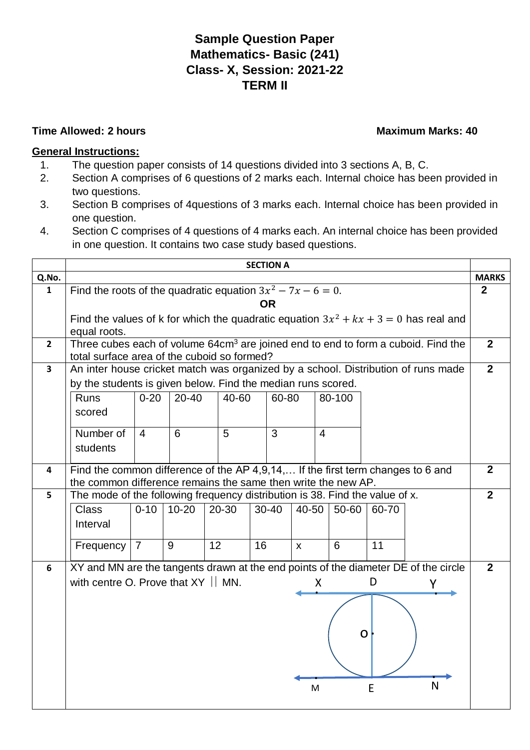# Sample Question Paper
# Mathematics- Basic (241)
# Class- X, Session: 2021-22
# TERM II

**Time Allowed: 2 hours** **Maximum Marks: 40**

**General Instructions:**

1. The question paper consists of 14 questions divided into 3 sections A, B, C.
2. Section A comprises of 6 questions of 2 marks each. Internal choice has been provided in two questions.
3. Section B comprises of 4questions of 3 marks each. Internal choice has been provided in one question.
4. Section C comprises of 4 questions of 4 marks each. An internal choice has been provided in one question. It contains two case study based questions.

## SECTION A

| Q.No. | | MARKS |
|---|---|---|
| 1 | Find the roots of the quadratic equation $3x^2 - 7x - 6 = 0$.<br>**OR**<br>Find the values of k for which the quadratic equation $3x^2 + kx + 3 = 0$ has real and equal roots. | 2 |
| 2 | Three cubes each of volume 64cm$^3$ are joined end to end to form a cuboid. Find the total surface area of the cuboid so formed? | 2 |
| 3 | An inter house cricket match was organized by a school. Distribution of runs made by the students is given below. Find the median runs scored.<br>Runs scored: 0-20, 20-40, 40-60, 60-80, 80-100<br>Number of students: 4, 6, 5, 3, 4 | 2 |
| 4 | Find the common difference of the AP 4,9,14,… If the first term changes to 6 and the common difference remains the same then write the new AP. | 2 |
| 5 | The mode of the following frequency distribution is 38. Find the value of x.<br>Class Interval: 0-10, 10-20, 20-30, 30-40, 40-50, 50-60, 60-70<br>Frequency: 7, 9, 12, 16, x, 6, 11 | 2 |
| 6 | XY and MN are the tangents drawn at the end points of the diameter DE of the circle with centre O. Prove that XY \|\| MN. | 2 |

Q3 table:

| Runs scored | 0-20 | 20-40 | 40-60 | 60-80 | 80-100 |
|---|---|---|---|---|---|
| Number of students | 4 | 6 | 5 | 3 | 4 |

Q5 table:

| Class Interval | 0-10 | 10-20 | 20-30 | 30-40 | 40-50 | 50-60 | 60-70 |
|---|---|---|---|---|---|---|---|
| Frequency | 7 | 9 | 12 | 16 | x | 6 | 11 |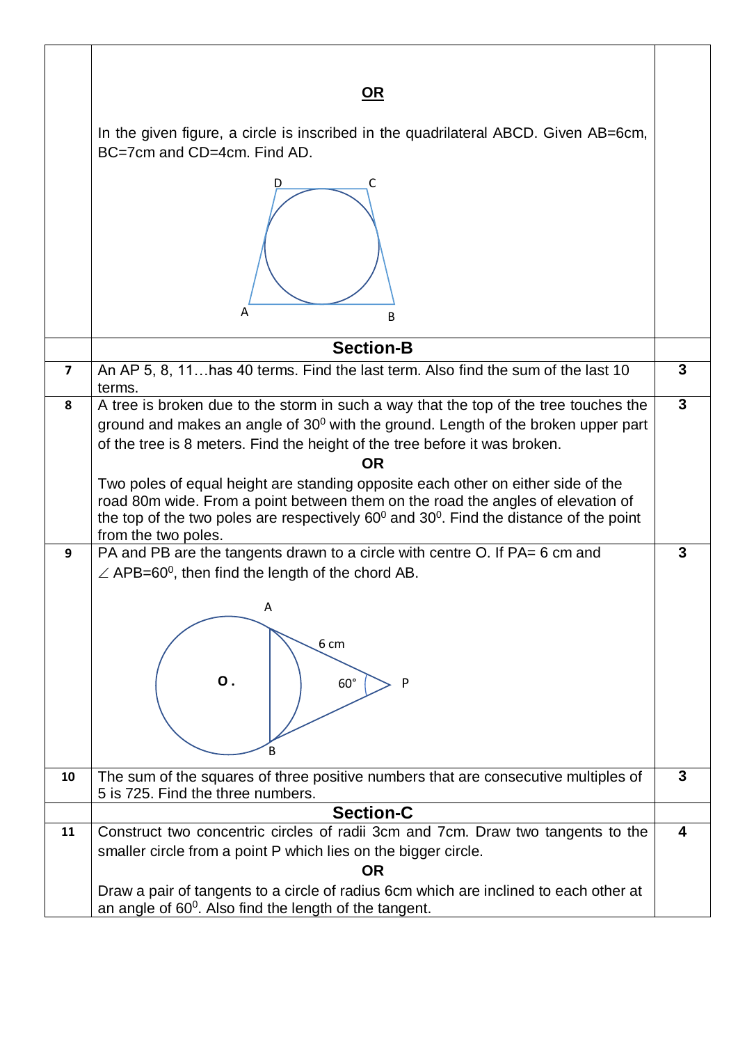| | | |
|---|---|---|
| | **OR**<br><br>In the given figure, a circle is inscribed in the quadrilateral ABCD. Given AB=6cm, BC=7cm and CD=4cm. Find AD. | |
| | **Section-B** | |
| 7 | An AP 5, 8, 11…has 40 terms. Find the last term. Also find the sum of the last 10 terms. | 3 |
| 8 | A tree is broken due to the storm in such a way that the top of the tree touches the ground and makes an angle of $30^0$ with the ground. Length of the broken upper part of the tree is 8 meters. Find the height of the tree before it was broken.<br><br>**OR**<br><br>Two poles of equal height are standing opposite each other on either side of the road 80m wide. From a point between them on the road the angles of elevation of the top of the two poles are respectively $60^0$ and $30^0$. Find the distance of the point from the two poles. | 3 |
| 9 | PA and PB are the tangents drawn to a circle with centre O. If PA= 6 cm and $\angle$ APB=$60^0$, then find the length of the chord AB. | 3 |
| 10 | The sum of the squares of three positive numbers that are consecutive multiples of 5 is 725. Find the three numbers. | 3 |
| | **Section-C** | |
| 11 | Construct two concentric circles of radii 3cm and 7cm. Draw two tangents to the smaller circle from a point P which lies on the bigger circle.<br><br>**OR**<br><br>Draw a pair of tangents to a circle of radius 6cm which are inclined to each other at an angle of $60^0$. Also find the length of the tangent. | 4 |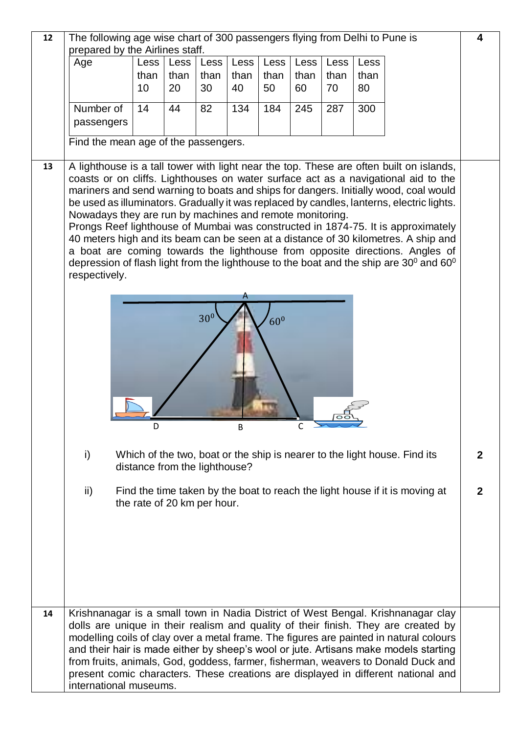**12** The following age wise chart of 300 passengers flying from Delhi to Pune is prepared by the Airlines staff. **4**

| Age | Less than 10 | Less than 20 | Less than 30 | Less than 40 | Less than 50 | Less than 60 | Less than 70 | Less than 80 |
|---|---|---|---|---|---|---|---|---|
| Number of passengers | 14 | 44 | 82 | 134 | 184 | 245 | 287 | 300 |

Find the mean age of the passengers.

**13** A lighthouse is a tall tower with light near the top. These are often built on islands, coasts or on cliffs. Lighthouses on water surface act as a navigational aid to the mariners and send warning to boats and ships for dangers. Initially wood, coal would be used as illuminators. Gradually it was replaced by candles, lanterns, electric lights. Nowadays they are run by machines and remote monitoring.

Prongs Reef lighthouse of Mumbai was constructed in 1874-75. It is approximately 40 meters high and its beam can be seen at a distance of 30 kilometres. A ship and a boat are coming towards the lighthouse from opposite directions. Angles of depression of flash light from the lighthouse to the boat and the ship are $30^0$ and $60^0$ respectively.

i) Which of the two, boat or the ship is nearer to the light house. Find its distance from the lighthouse? **2**

ii) Find the time taken by the boat to reach the light house if it is moving at the rate of 20 km per hour. **2**

**14** Krishnanagar is a small town in Nadia District of West Bengal. Krishnanagar clay dolls are unique in their realism and quality of their finish. They are created by modelling coils of clay over a metal frame. The figures are painted in natural colours and their hair is made either by sheep's wool or jute. Artisans make models starting from fruits, animals, God, goddess, farmer, fisherman, weavers to Donald Duck and present comic characters. These creations are displayed in different national and international museums.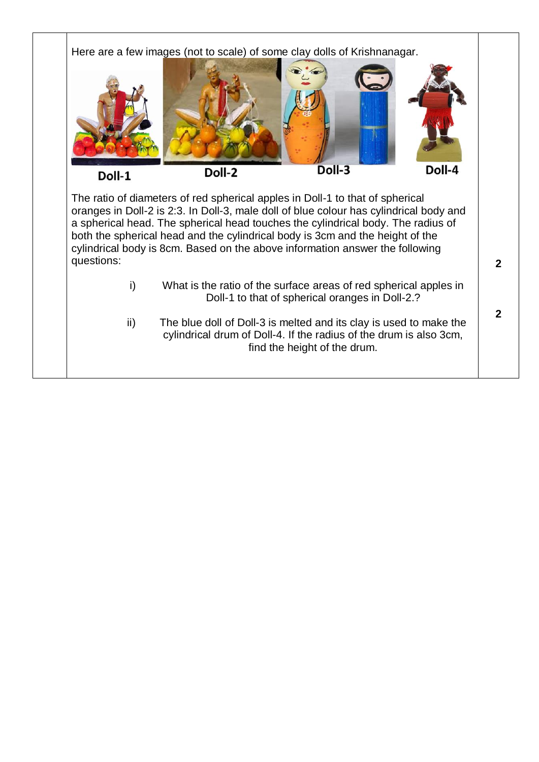Here are a few images (not to scale) of some clay dolls of Krishnanagar.

Doll-1 Doll-2 Doll-3 Doll-4

The ratio of diameters of red spherical apples in Doll-1 to that of spherical oranges in Doll-2 is 2:3. In Doll-3, male doll of blue colour has cylindrical body and a spherical head. The spherical head touches the cylindrical body. The radius of both the spherical head and the cylindrical body is 3cm and the height of the cylindrical body is 8cm. Based on the above information answer the following questions:

i) What is the ratio of the surface areas of red spherical apples in Doll-1 to that of spherical oranges in Doll-2.? **2**

ii) The blue doll of Doll-3 is melted and its clay is used to make the cylindrical drum of Doll-4. If the radius of the drum is also 3cm, find the height of the drum. **2**